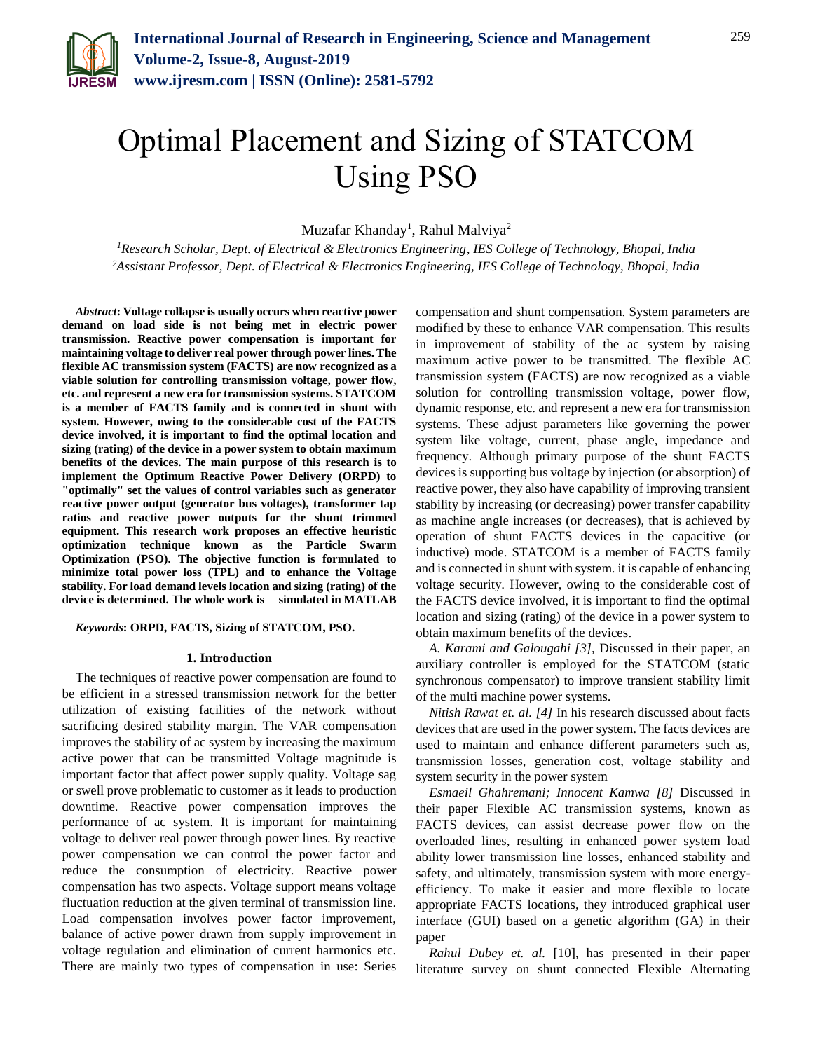# Optimal Placement and Sizing of STATCOM Using PSO

Muzafar Khanday[1], Rahul Malviya[2]

[1]*Research Scholar, Dept. of Electrical & Electronics Engineering, IES College of Technology, Bhopal, India*
[2]*Assistant Professor, Dept. of Electrical & Electronics Engineering, IES College of Technology, Bhopal, India*

***Abstract*: Voltage collapse is usually occurs when reactive power demand on load side is not being met in electric power transmission. Reactive power compensation is important for maintaining voltage to deliver real power through power lines. The flexible AC transmission system (FACTS) are now recognized as a viable solution for controlling transmission voltage, power flow, etc. and represent a new era for transmission systems. STATCOM is a member of FACTS family and is connected in shunt with system. However, owing to the considerable cost of the FACTS device involved, it is important to find the optimal location and sizing (rating) of the device in a power system to obtain maximum benefits of the devices. The main purpose of this research is to implement the Optimum Reactive Power Delivery (ORPD) to "optimally" set the values of control variables such as generator reactive power output (generator bus voltages), transformer tap ratios and reactive power outputs for the shunt trimmed equipment. This research work proposes an effective heuristic optimization technique known as the Particle Swarm Optimization (PSO). The objective function is formulated to minimize total power loss (TPL) and to enhance the Voltage stability. For load demand levels location and sizing (rating) of the device is determined. The whole work is simulated in MATLAB**

***Keywords*: ORPD, FACTS, Sizing of STATCOM, PSO.**

## 1. Introduction

The techniques of reactive power compensation are found to be efficient in a stressed transmission network for the better utilization of existing facilities of the network without sacrificing desired stability margin. The VAR compensation improves the stability of ac system by increasing the maximum active power that can be transmitted Voltage magnitude is important factor that affect power supply quality. Voltage sag or swell prove problematic to customer as it leads to production downtime. Reactive power compensation improves the performance of ac system. It is important for maintaining voltage to deliver real power through power lines. By reactive power compensation we can control the power factor and reduce the consumption of electricity. Reactive power compensation has two aspects. Voltage support means voltage fluctuation reduction at the given terminal of transmission line. Load compensation involves power factor improvement, balance of active power drawn from supply improvement in voltage regulation and elimination of current harmonics etc. There are mainly two types of compensation in use: Series compensation and shunt compensation. System parameters are modified by these to enhance VAR compensation. This results in improvement of stability of the ac system by raising maximum active power to be transmitted. The flexible AC transmission system (FACTS) are now recognized as a viable solution for controlling transmission voltage, power flow, dynamic response, etc. and represent a new era for transmission systems. These adjust parameters like governing the power system like voltage, current, phase angle, impedance and frequency. Although primary purpose of the shunt FACTS devices is supporting bus voltage by injection (or absorption) of reactive power, they also have capability of improving transient stability by increasing (or decreasing) power transfer capability as machine angle increases (or decreases), that is achieved by operation of shunt FACTS devices in the capacitive (or inductive) mode. STATCOM is a member of FACTS family and is connected in shunt with system. it is capable of enhancing voltage security. However, owing to the considerable cost of the FACTS device involved, it is important to find the optimal location and sizing (rating) of the device in a power system to obtain maximum benefits of the devices.

*A. Karami and Galougahi [3],* Discussed in their paper, an auxiliary controller is employed for the STATCOM (static synchronous compensator) to improve transient stability limit of the multi machine power systems.

*Nitish Rawat et. al. [4]* In his research discussed about facts devices that are used in the power system. The facts devices are used to maintain and enhance different parameters such as, transmission losses, generation cost, voltage stability and system security in the power system

*Esmaeil Ghahremani; Innocent Kamwa [8]* Discussed in their paper Flexible AC transmission systems, known as FACTS devices, can assist decrease power flow on the overloaded lines, resulting in enhanced power system load ability lower transmission line losses, enhanced stability and safety, and ultimately, transmission system with more energy-efficiency. To make it easier and more flexible to locate appropriate FACTS locations, they introduced graphical user interface (GUI) based on a genetic algorithm (GA) in their paper

*Rahul Dubey et. al.* [10], has presented in their paper literature survey on shunt connected Flexible Alternating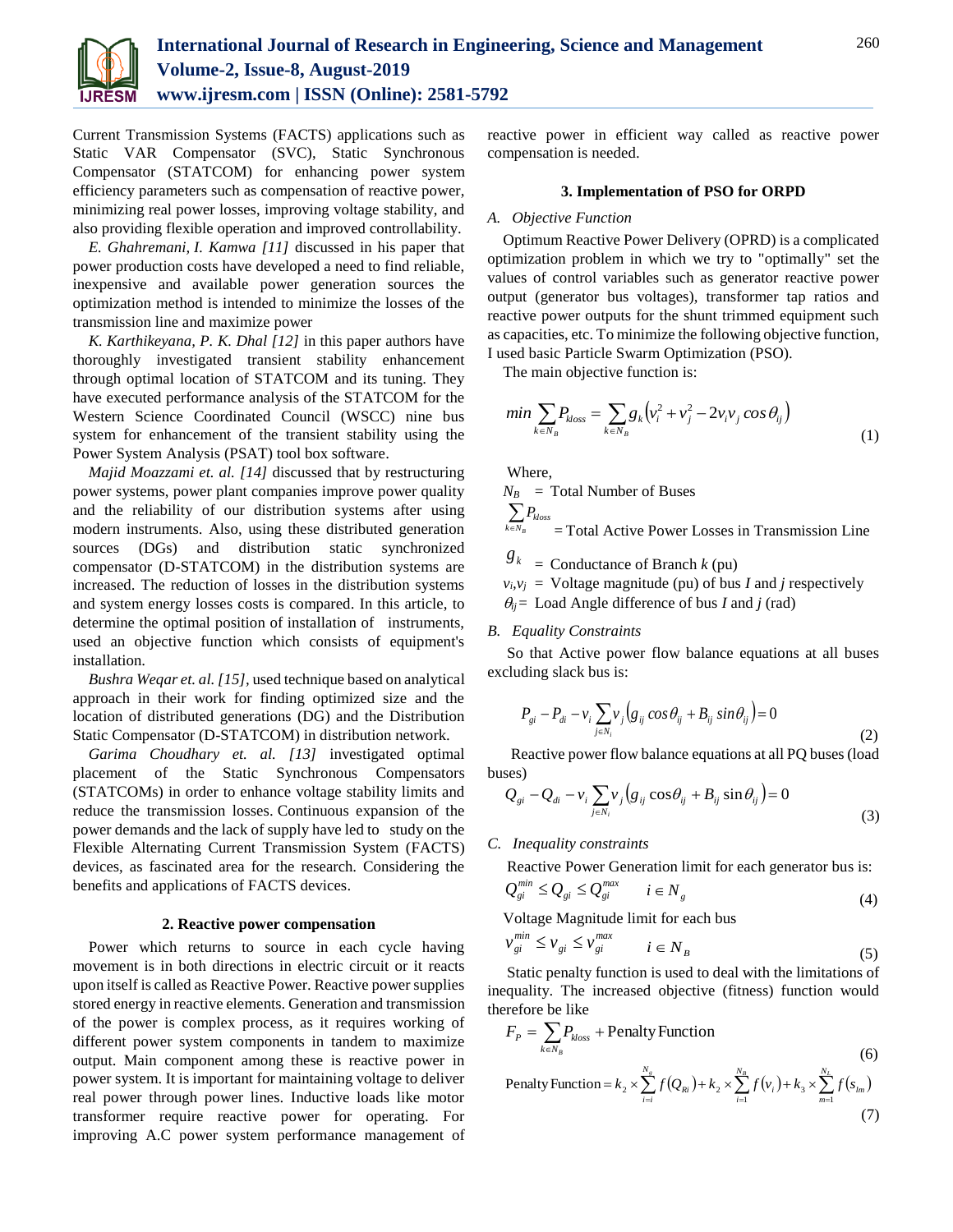Current Transmission Systems (FACTS) applications such as Static VAR Compensator (SVC), Static Synchronous Compensator (STATCOM) for enhancing power system efficiency parameters such as compensation of reactive power, minimizing real power losses, improving voltage stability, and also providing flexible operation and improved controllability.

*E. Ghahremani, I. Kamwa [11]* discussed in his paper that power production costs have developed a need to find reliable, inexpensive and available power generation sources the optimization method is intended to minimize the losses of the transmission line and maximize power

*K. Karthikeyana, P. K. Dhal [12]* in this paper authors have thoroughly investigated transient stability enhancement through optimal location of STATCOM and its tuning. They have executed performance analysis of the STATCOM for the Western Science Coordinated Council (WSCC) nine bus system for enhancement of the transient stability using the Power System Analysis (PSAT) tool box software.

*Majid Moazzami et. al. [14]* discussed that by restructuring power systems, power plant companies improve power quality and the reliability of our distribution systems after using modern instruments. Also, using these distributed generation sources (DGs) and distribution static synchronized compensator (D-STATCOM) in the distribution systems are increased. The reduction of losses in the distribution systems and system energy losses costs is compared. In this article, to determine the optimal position of installation of instruments, used an objective function which consists of equipment's installation.

*Bushra Weqar et. al. [15],* used technique based on analytical approach in their work for finding optimized size and the location of distributed generations (DG) and the Distribution Static Compensator (D-STATCOM) in distribution network.

*Garima Choudhary et. al. [13]* investigated optimal placement of the Static Synchronous Compensators (STATCOMs) in order to enhance voltage stability limits and reduce the transmission losses. Continuous expansion of the power demands and the lack of supply have led to study on the Flexible Alternating Current Transmission System (FACTS) devices, as fascinated area for the research. Considering the benefits and applications of FACTS devices.

## 2. Reactive power compensation

Power which returns to source in each cycle having movement is in both directions in electric circuit or it reacts upon itself is called as Reactive Power. Reactive power supplies stored energy in reactive elements. Generation and transmission of the power is complex process, as it requires working of different power system components in tandem to maximize output. Main component among these is reactive power in power system. It is important for maintaining voltage to deliver real power through power lines. Inductive loads like motor transformer require reactive power for operating. For improving A.C power system performance management of reactive power in efficient way called as reactive power compensation is needed.

## 3. Implementation of PSO for ORPD

### A. Objective Function

Optimum Reactive Power Delivery (OPRD) is a complicated optimization problem in which we try to "optimally" set the values of control variables such as generator reactive power output (generator bus voltages), transformer tap ratios and reactive power outputs for the shunt trimmed equipment such as capacities, etc. To minimize the following objective function, I used basic Particle Swarm Optimization (PSO).

The main objective function is:

$$min \sum_{k \in N_B} P_{kloss} = \sum_{k \in N_B} g_k \left( v_i^2 + v_j^2 - 2 v_i v_j \cos \theta_{ij} \right) \tag{1}$$

Where,

$N_B$ = Total Number of Buses

$\sum_{k \in N_B} P_{kloss}$ = Total Active Power Losses in Transmission Line

$g_k$ = Conductance of Branch $k$ (pu)

$v_i, v_j$ = Voltage magnitude (pu) of bus $I$ and $j$ respectively

$\theta_{ij}$ = Load Angle difference of bus $I$ and $j$ (rad)

### B. Equality Constraints

So that Active power flow balance equations at all buses excluding slack bus is:

$$P_{gi} - P_{di} - v_i \sum_{j \in N_i} v_j \left( g_{ij} \cos \theta_{ij} + B_{ij} \sin \theta_{ij} \right) = 0 \tag{2}$$

Reactive power flow balance equations at all PQ buses (load buses)

$$Q_{gi} - Q_{di} - v_i \sum_{j \in N_i} v_j \left( g_{ij} \cos \theta_{ij} + B_{ij} \sin \theta_{ij} \right) = 0 \tag{3}$$

### C. Inequality constraints

Reactive Power Generation limit for each generator bus is:

$$Q_{gi}^{min} \le Q_{gi} \le Q_{gi}^{max} \qquad i \in N_g \tag{4}$$

Voltage Magnitude limit for each bus

$$v_{gi}^{min} \le v_{gi} \le v_{gi}^{max} \qquad i \in N_B \tag{5}$$

Static penalty function is used to deal with the limitations of inequality. The increased objective (fitness) function would therefore be like

$$F_P = \sum_{k \in N_B} P_{kloss} + \text{Penalty Function} \tag{6}$$

$$\text{Penalty Function} = k_2 \times \sum_{i=i}^{N_g} f\left(Q_{Ri}\right) + k_2 \times \sum_{i=1}^{N_B} f\left(v_i\right) + k_3 \times \sum_{m=1}^{N_l} f\left(s_{lm}\right) \tag{7}$$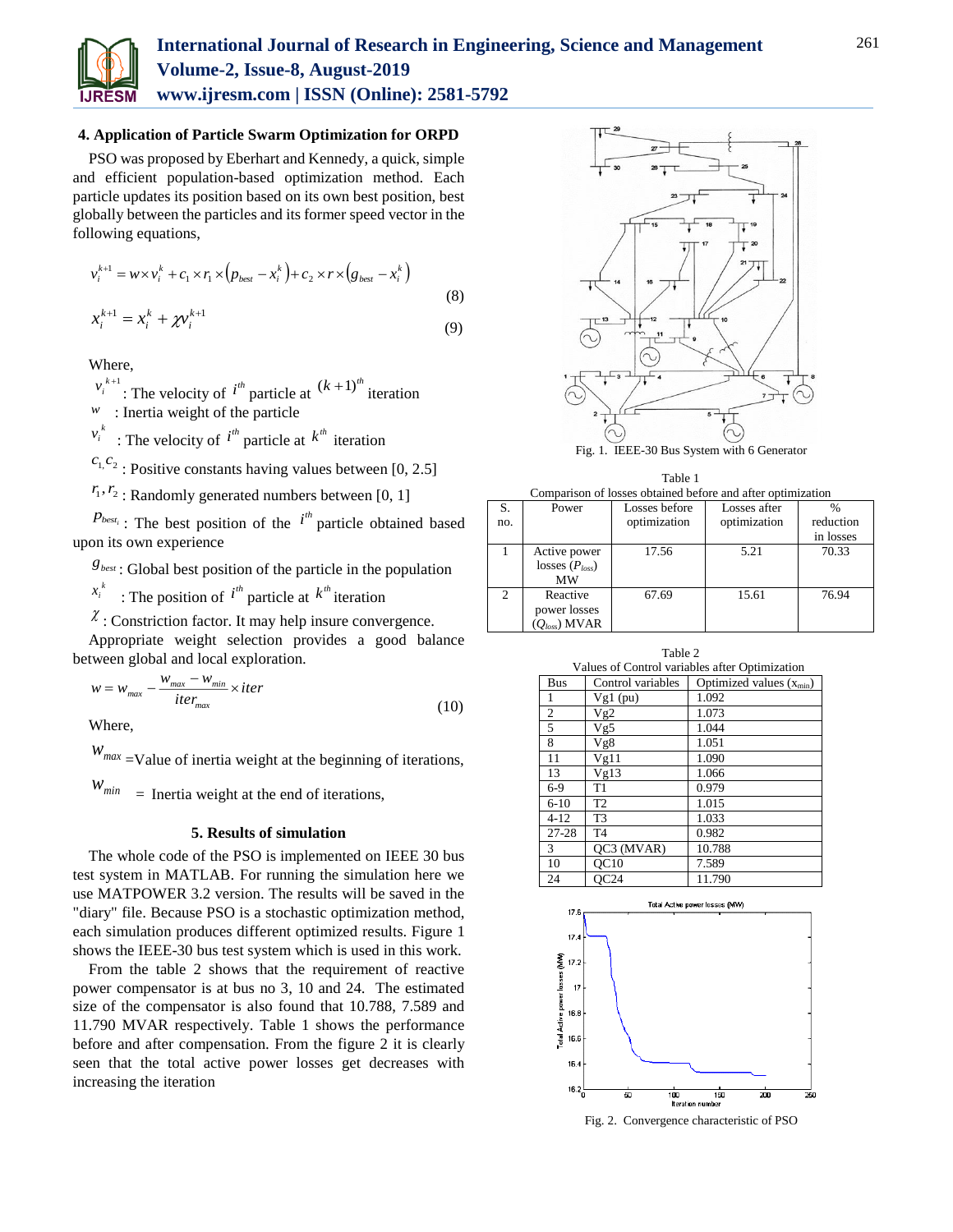### 4. Application of Particle Swarm Optimization for ORPD

PSO was proposed by Eberhart and Kennedy, a quick, simple and efficient population-based optimization method. Each particle updates its position based on its own best position, best globally between the particles and its former speed vector in the following equations,

$$v_i^{k+1} = w \times v_i^k + c_1 \times r_1 \times \left(p_{best} - x_i^k\right) + c_2 \times r \times \left(g_{best} - x_i^k\right) \tag{8}$$

$$x_i^{k+1} = x_i^k + \chi v_i^{k+1} \tag{9}$$

Where,

$v_i^{k+1}$ : The velocity of $i^{th}$ particle at $(k+1)^{th}$ iteration

$w$ : Inertia weight of the particle

$v_i^k$ : The velocity of $i^{th}$ particle at $k^{th}$ iteration

$c_1, c_2$ : Positive constants having values between [0, 2.5]

$r_1, r_2$ : Randomly generated numbers between [0, 1]

$p_{best_i}$ : The best position of the $i^{th}$ particle obtained based upon its own experience

$g_{best}$ : Global best position of the particle in the population

$x_i^k$ : The position of $i^{th}$ particle at $k^{th}$ iteration

$\chi$ : Constriction factor. It may help insure convergence.

Appropriate weight selection provides a good balance between global and local exploration.

$$w = w_{max} - \frac{w_{max} - w_{min}}{iter_{max}} \times iter \tag{10}$$

Where,

$w_{max}$ =Value of inertia weight at the beginning of iterations,

$w_{min}$ = Inertia weight at the end of iterations,

### 5. Results of simulation

The whole code of the PSO is implemented on IEEE 30 bus test system in MATLAB. For running the simulation here we use MATPOWER 3.2 version. The results will be saved in the "diary" file. Because PSO is a stochastic optimization method, each simulation produces different optimized results. Figure 1 shows the IEEE-30 bus test system which is used in this work.

From the table 2 shows that the requirement of reactive power compensator is at bus no 3, 10 and 24. The estimated size of the compensator is also found that 10.788, 7.589 and 11.790 MVAR respectively. Table 1 shows the performance before and after compensation. From the figure 2 it is clearly seen that the total active power losses get decreases with increasing the iteration

Fig. 1. IEEE-30 Bus System with 6 Generator

Table 1
Comparison of losses obtained before and after optimization

| S. no. | Power | Losses before optimization | Losses after optimization | % reduction in losses |
|---|---|---|---|---|
| 1 | Active power losses ($P_{loss}$) MW | 17.56 | 5.21 | 70.33 |
| 2 | Reactive power losses ($Q_{loss}$) MVAR | 67.69 | 15.61 | 76.94 |

Table 2
Values of Control variables after Optimization

| Bus | Control variables | Optimized values ($x_{min}$) |
|---|---|---|
| 1 | Vg1 (pu) | 1.092 |
| 2 | Vg2 | 1.073 |
| 5 | Vg5 | 1.044 |
| 8 | Vg8 | 1.051 |
| 11 | Vg11 | 1.090 |
| 13 | Vg13 | 1.066 |
| 6-9 | T1 | 0.979 |
| 6-10 | T2 | 1.015 |
| 4-12 | T3 | 1.033 |
| 27-28 | T4 | 0.982 |
| 3 | QC3 (MVAR) | 10.788 |
| 10 | QC10 | 7.589 |
| 24 | QC24 | 11.790 |

Fig. 2. Convergence characteristic of PSO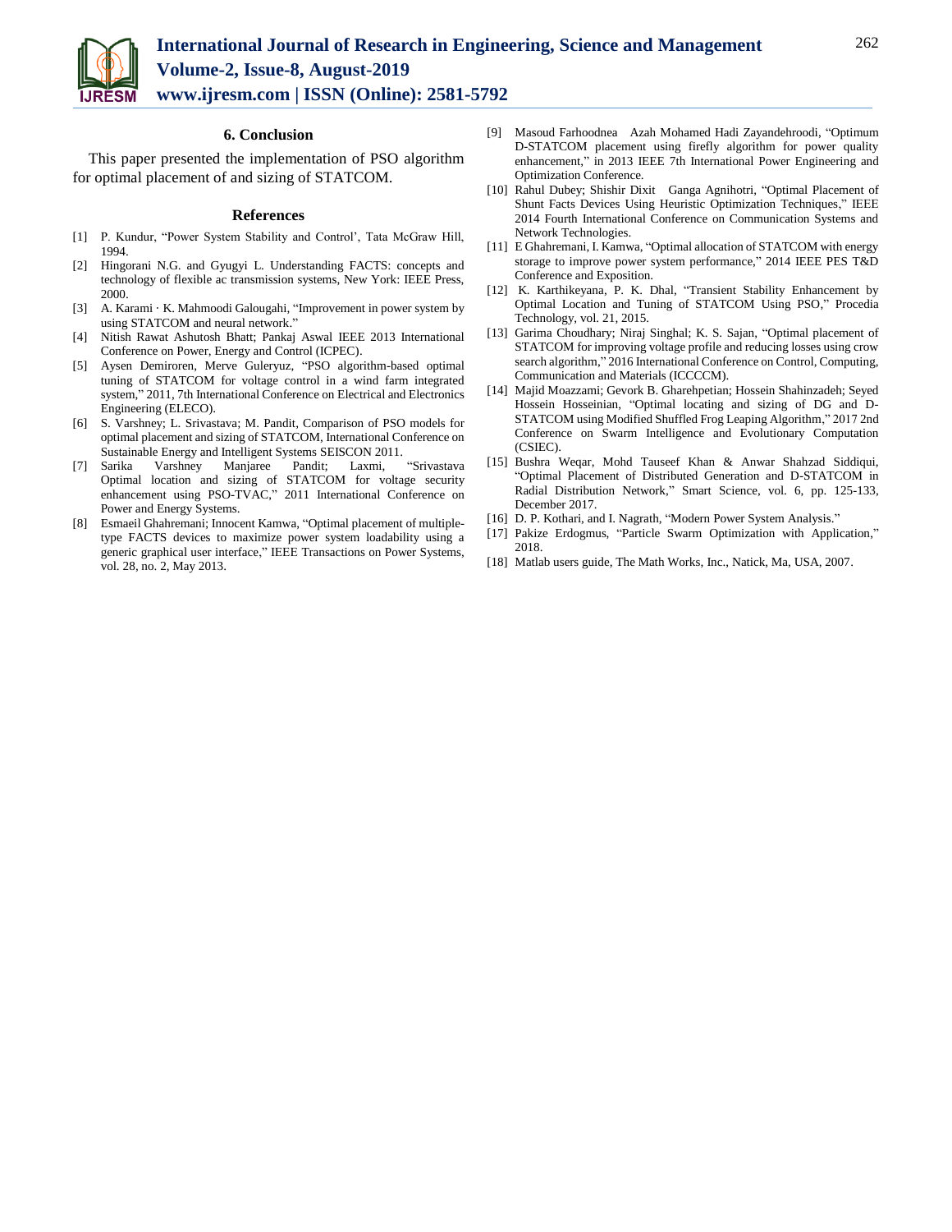## 6. Conclusion

This paper presented the implementation of PSO algorithm for optimal placement of and sizing of STATCOM.

## References

- [1] P. Kundur, "Power System Stability and Control', Tata McGraw Hill, 1994.
- [2] Hingorani N.G. and Gyugyi L. Understanding FACTS: concepts and technology of flexible ac transmission systems, New York: IEEE Press, 2000.
- [3] A. Karami · K. Mahmoodi Galougahi, "Improvement in power system by using STATCOM and neural network."
- [4] Nitish Rawat Ashutosh Bhatt; Pankaj Aswal IEEE 2013 International Conference on Power, Energy and Control (ICPEC).
- [5] Aysen Demiroren, Merve Guleryuz, "PSO algorithm-based optimal tuning of STATCOM for voltage control in a wind farm integrated system," 2011, 7th International Conference on Electrical and Electronics Engineering (ELECO).
- [6] S. Varshney; L. Srivastava; M. Pandit, Comparison of PSO models for optimal placement and sizing of STATCOM, International Conference on Sustainable Energy and Intelligent Systems SEISCON 2011.
- [7] Sarika Varshney Manjaree Pandit; Laxmi, "Srivastava Optimal location and sizing of STATCOM for voltage security enhancement using PSO-TVAC," 2011 International Conference on Power and Energy Systems.
- [8] Esmaeil Ghahremani; Innocent Kamwa, "Optimal placement of multiple-type FACTS devices to maximize power system loadability using a generic graphical user interface," IEEE Transactions on Power Systems, vol. 28, no. 2, May 2013.
- [9] Masoud Farhoodnea Azah Mohamed Hadi Zayandehroodi, "Optimum D-STATCOM placement using firefly algorithm for power quality enhancement," in 2013 IEEE 7th International Power Engineering and Optimization Conference.
- [10] Rahul Dubey; Shishir Dixit Ganga Agnihotri, "Optimal Placement of Shunt Facts Devices Using Heuristic Optimization Techniques," IEEE 2014 Fourth International Conference on Communication Systems and Network Technologies.
- [11] E Ghahremani, I. Kamwa, "Optimal allocation of STATCOM with energy storage to improve power system performance," 2014 IEEE PES T&D Conference and Exposition.
- [12] K. Karthikeyana, P. K. Dhal, "Transient Stability Enhancement by Optimal Location and Tuning of STATCOM Using PSO," Procedia Technology, vol. 21, 2015.
- [13] Garima Choudhary; Niraj Singhal; K. S. Sajan, "Optimal placement of STATCOM for improving voltage profile and reducing losses using crow search algorithm," 2016 International Conference on Control, Computing, Communication and Materials (ICCCCM).
- [14] Majid Moazzami; Gevork B. Gharehpetian; Hossein Shahinzadeh; Seyed Hossein Hosseinian, "Optimal locating and sizing of DG and D-STATCOM using Modified Shuffled Frog Leaping Algorithm," 2017 2nd Conference on Swarm Intelligence and Evolutionary Computation (CSIEC).
- [15] Bushra Weqar, Mohd Tauseef Khan & Anwar Shahzad Siddiqui, "Optimal Placement of Distributed Generation and D-STATCOM in Radial Distribution Network," Smart Science, vol. 6, pp. 125-133, December 2017.
- [16] D. P. Kothari, and I. Nagrath, "Modern Power System Analysis."
- [17] Pakize Erdogmus, "Particle Swarm Optimization with Application," 2018.
- [18] Matlab users guide, The Math Works, Inc., Natick, Ma, USA, 2007.